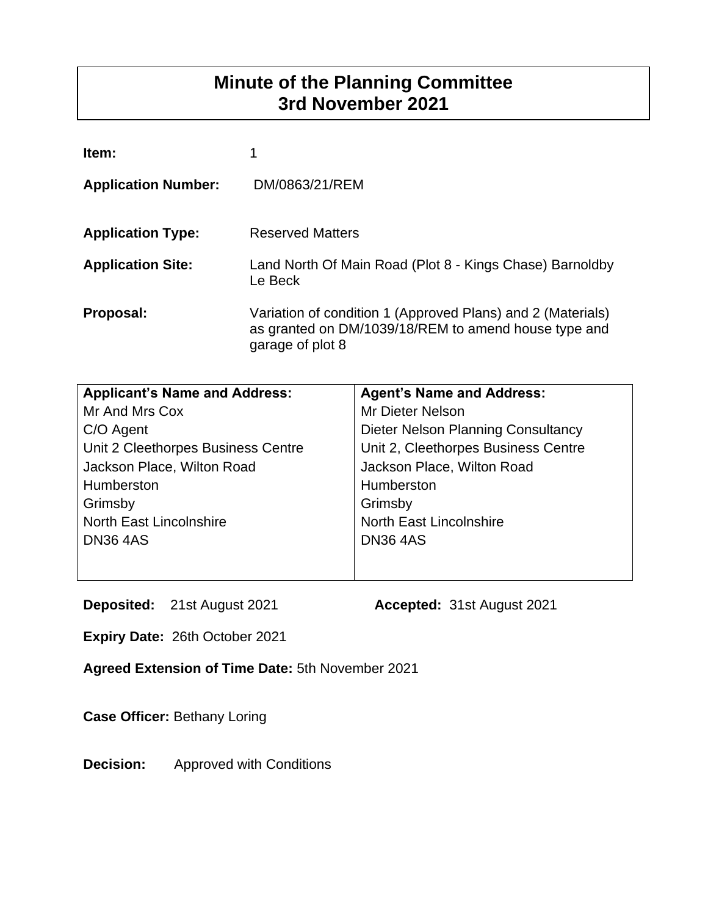# Minute of the Planning Committee
# 3rd November 2021

**Item:** 1

**Application Number:** DM/0863/21/REM

**Application Type:** Reserved Matters

**Application Site:** Land North Of Main Road (Plot 8 - Kings Chase) Barnoldby Le Beck

**Proposal:** Variation of condition 1 (Approved Plans) and 2 (Materials) as granted on DM/1039/18/REM to amend house type and garage of plot 8

| **Applicant's Name and Address:** | **Agent's Name and Address:** |
|---|---|
| Mr And Mrs Cox<br>C/O Agent<br>Unit 2 Cleethorpes Business Centre<br>Jackson Place, Wilton Road<br>Humberston<br>Grimsby<br>North East Lincolnshire<br>DN36 4AS | Mr Dieter Nelson<br>Dieter Nelson Planning Consultancy<br>Unit 2, Cleethorpes Business Centre<br>Jackson Place, Wilton Road<br>Humberston<br>Grimsby<br>North East Lincolnshire<br>DN36 4AS |

**Deposited:** 21st August 2021 **Accepted:** 31st August 2021

**Expiry Date:** 26th October 2021

**Agreed Extension of Time Date:** 5th November 2021

**Case Officer:** Bethany Loring

**Decision:** Approved with Conditions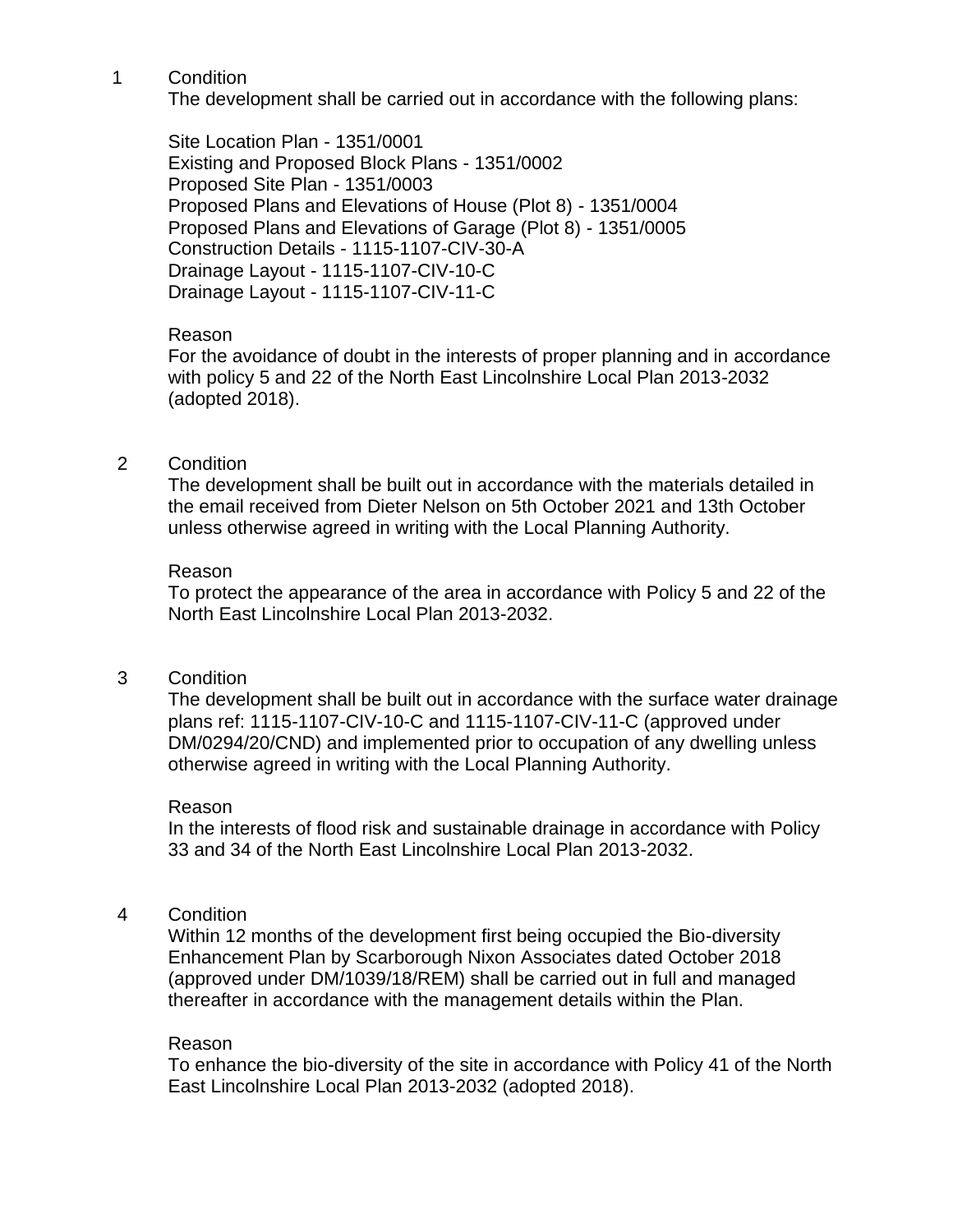1 Condition

The development shall be carried out in accordance with the following plans:

Site Location Plan - 1351/0001
Existing and Proposed Block Plans - 1351/0002
Proposed Site Plan - 1351/0003
Proposed Plans and Elevations of House (Plot 8) - 1351/0004
Proposed Plans and Elevations of Garage (Plot 8) - 1351/0005
Construction Details - 1115-1107-CIV-30-A
Drainage Layout - 1115-1107-CIV-10-C
Drainage Layout - 1115-1107-CIV-11-C

Reason

For the avoidance of doubt in the interests of proper planning and in accordance with policy 5 and 22 of the North East Lincolnshire Local Plan 2013-2032 (adopted 2018).

2 Condition

The development shall be built out in accordance with the materials detailed in the email received from Dieter Nelson on 5th October 2021 and 13th October unless otherwise agreed in writing with the Local Planning Authority.

Reason

To protect the appearance of the area in accordance with Policy 5 and 22 of the North East Lincolnshire Local Plan 2013-2032.

3 Condition

The development shall be built out in accordance with the surface water drainage plans ref: 1115-1107-CIV-10-C and 1115-1107-CIV-11-C (approved under DM/0294/20/CND) and implemented prior to occupation of any dwelling unless otherwise agreed in writing with the Local Planning Authority.

Reason

In the interests of flood risk and sustainable drainage in accordance with Policy 33 and 34 of the North East Lincolnshire Local Plan 2013-2032.

4 Condition

Within 12 months of the development first being occupied the Bio-diversity Enhancement Plan by Scarborough Nixon Associates dated October 2018 (approved under DM/1039/18/REM) shall be carried out in full and managed thereafter in accordance with the management details within the Plan.

Reason

To enhance the bio-diversity of the site in accordance with Policy 41 of the North East Lincolnshire Local Plan 2013-2032 (adopted 2018).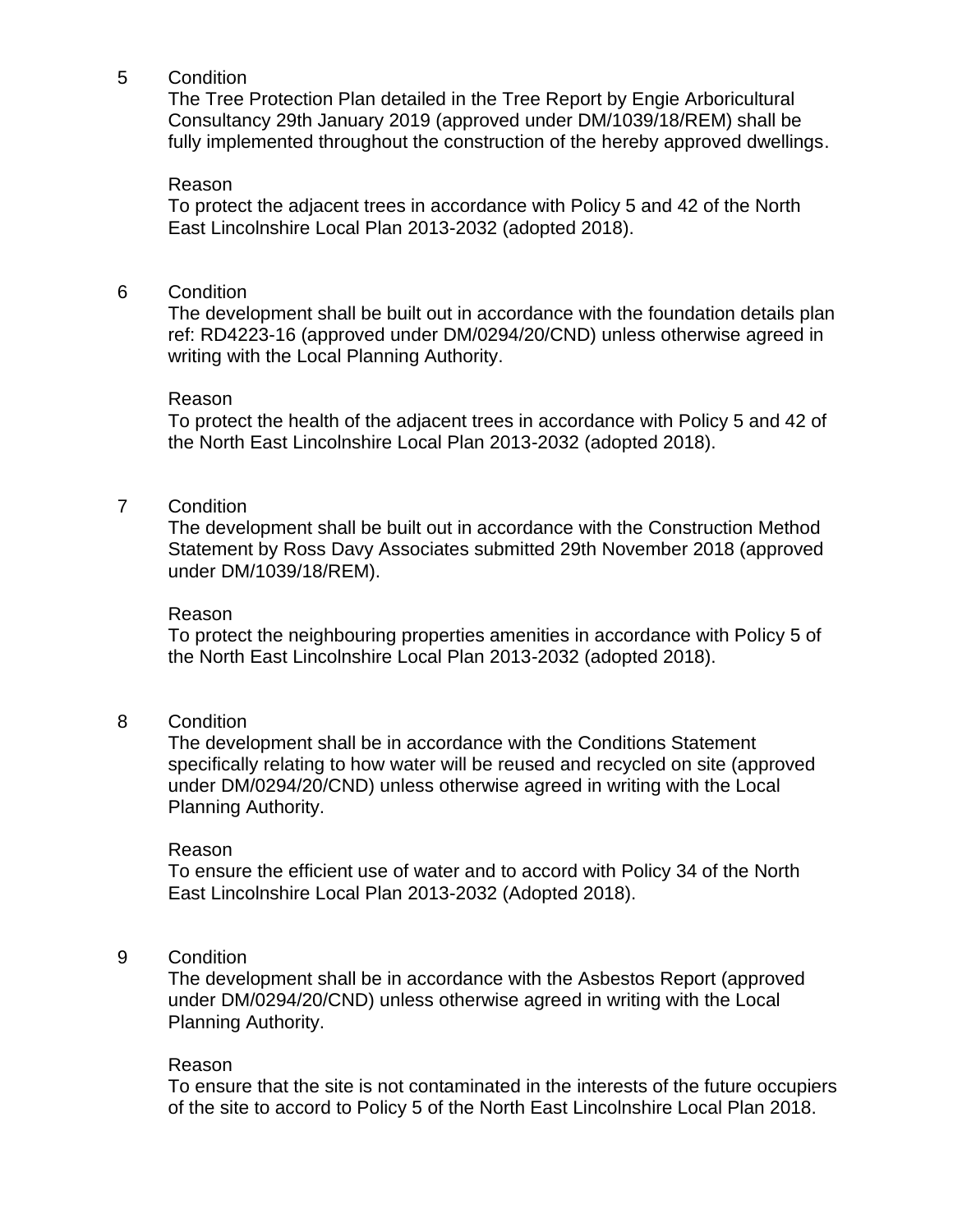5 Condition

The Tree Protection Plan detailed in the Tree Report by Engie Arboricultural Consultancy 29th January 2019 (approved under DM/1039/18/REM) shall be fully implemented throughout the construction of the hereby approved dwellings.

Reason

To protect the adjacent trees in accordance with Policy 5 and 42 of the North East Lincolnshire Local Plan 2013-2032 (adopted 2018).

6 Condition

The development shall be built out in accordance with the foundation details plan ref: RD4223-16 (approved under DM/0294/20/CND) unless otherwise agreed in writing with the Local Planning Authority.

Reason

To protect the health of the adjacent trees in accordance with Policy 5 and 42 of the North East Lincolnshire Local Plan 2013-2032 (adopted 2018).

7 Condition

The development shall be built out in accordance with the Construction Method Statement by Ross Davy Associates submitted 29th November 2018 (approved under DM/1039/18/REM).

Reason

To protect the neighbouring properties amenities in accordance with Policy 5 of the North East Lincolnshire Local Plan 2013-2032 (adopted 2018).

8 Condition

The development shall be in accordance with the Conditions Statement specifically relating to how water will be reused and recycled on site (approved under DM/0294/20/CND) unless otherwise agreed in writing with the Local Planning Authority.

Reason

To ensure the efficient use of water and to accord with Policy 34 of the North East Lincolnshire Local Plan 2013-2032 (Adopted 2018).

9 Condition

The development shall be in accordance with the Asbestos Report (approved under DM/0294/20/CND) unless otherwise agreed in writing with the Local Planning Authority.

Reason

To ensure that the site is not contaminated in the interests of the future occupiers of the site to accord to Policy 5 of the North East Lincolnshire Local Plan 2018.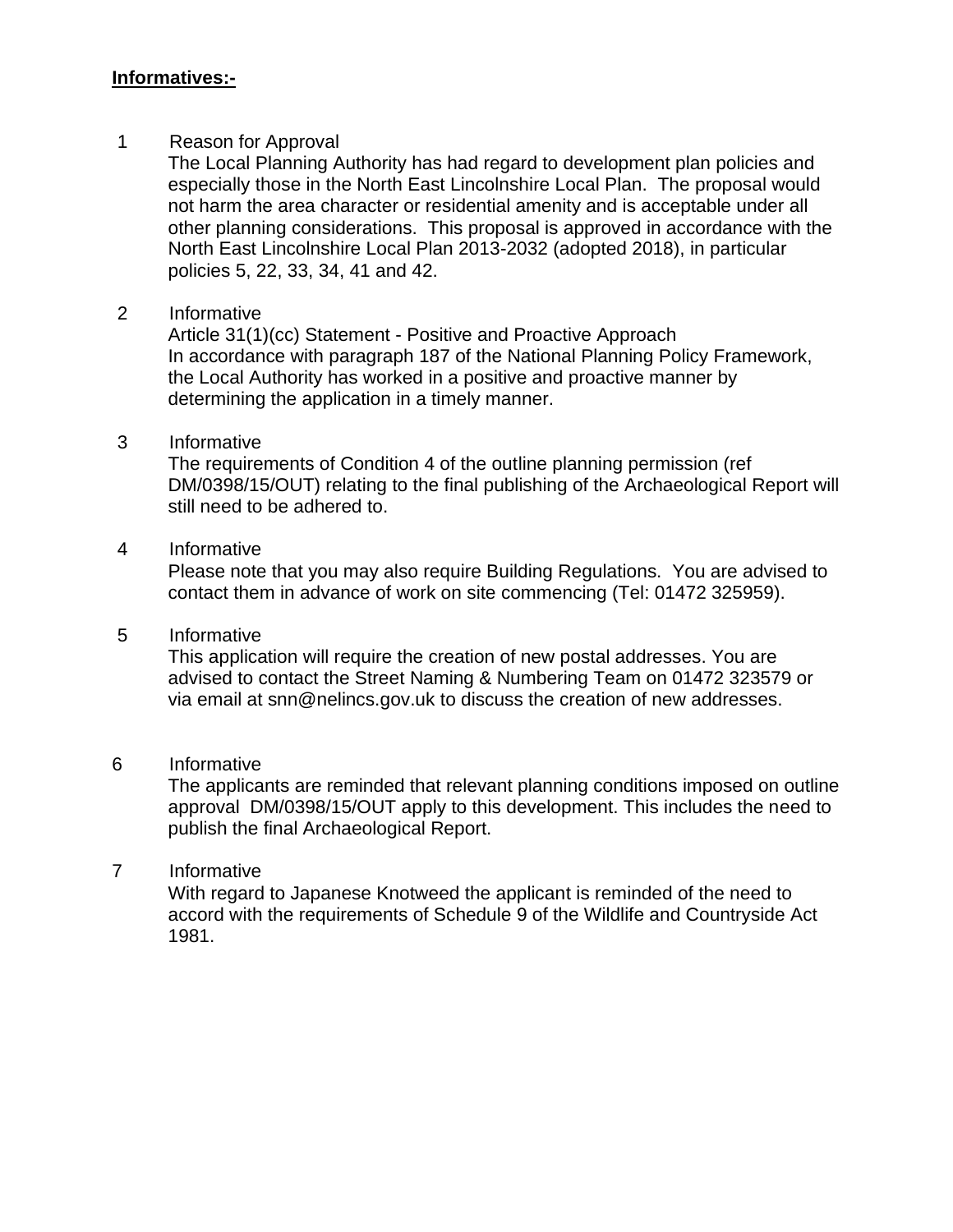**Informatives:-**

1 Reason for Approval

The Local Planning Authority has had regard to development plan policies and especially those in the North East Lincolnshire Local Plan. The proposal would not harm the area character or residential amenity and is acceptable under all other planning considerations. This proposal is approved in accordance with the North East Lincolnshire Local Plan 2013-2032 (adopted 2018), in particular policies 5, 22, 33, 34, 41 and 42.

2 Informative

Article 31(1)(cc) Statement - Positive and Proactive Approach

In accordance with paragraph 187 of the National Planning Policy Framework, the Local Authority has worked in a positive and proactive manner by determining the application in a timely manner.

3 Informative

The requirements of Condition 4 of the outline planning permission (ref DM/0398/15/OUT) relating to the final publishing of the Archaeological Report will still need to be adhered to.

4 Informative

Please note that you may also require Building Regulations. You are advised to contact them in advance of work on site commencing (Tel: 01472 325959).

5 Informative

This application will require the creation of new postal addresses. You are advised to contact the Street Naming & Numbering Team on 01472 323579 or via email at snn@nelincs.gov.uk to discuss the creation of new addresses.

6 Informative

The applicants are reminded that relevant planning conditions imposed on outline approval DM/0398/15/OUT apply to this development. This includes the need to publish the final Archaeological Report.

7 Informative

With regard to Japanese Knotweed the applicant is reminded of the need to accord with the requirements of Schedule 9 of the Wildlife and Countryside Act 1981.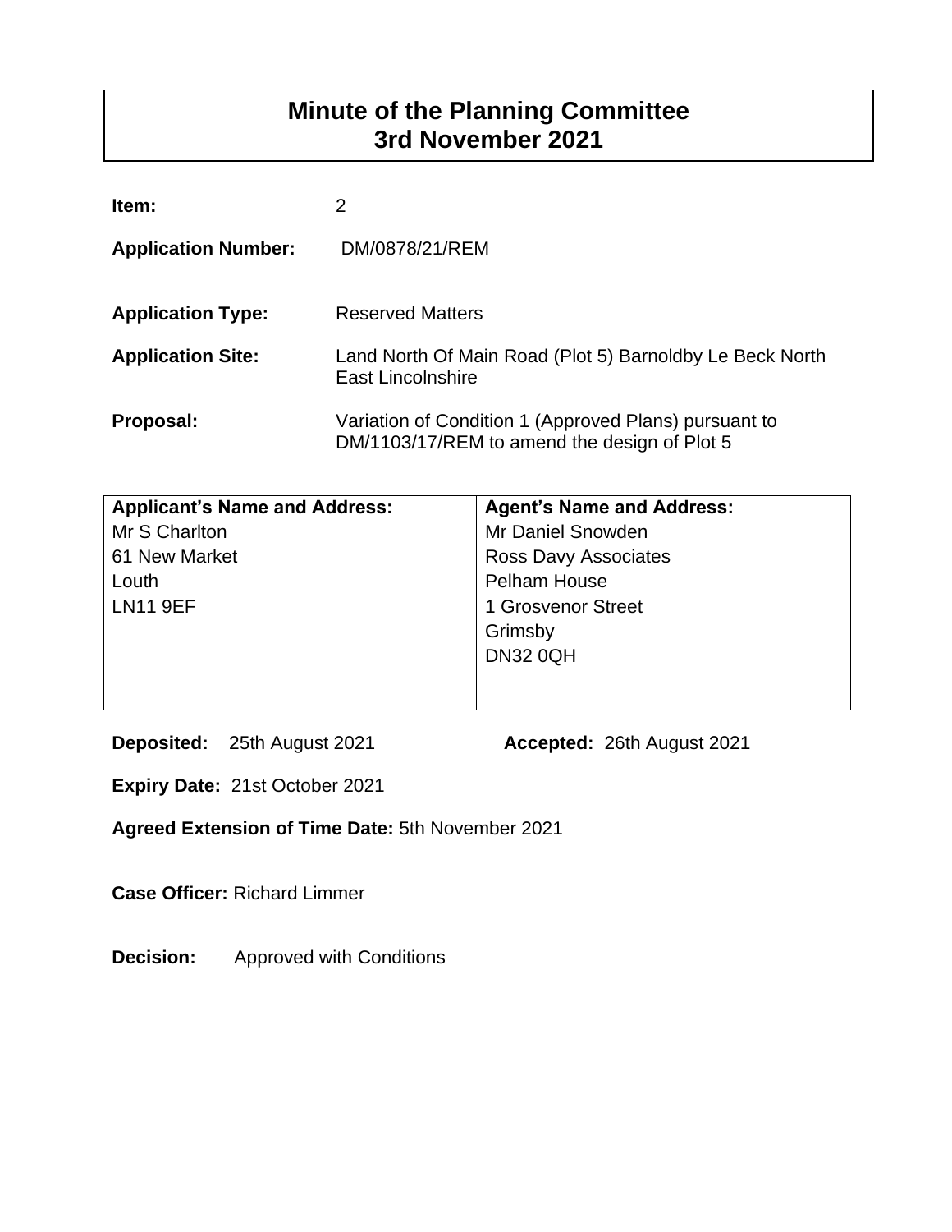# Minute of the Planning Committee
# 3rd November 2021

**Item:** 2

**Application Number:** DM/0878/21/REM

**Application Type:** Reserved Matters

**Application Site:** Land North Of Main Road (Plot 5) Barnoldby Le Beck North East Lincolnshire

**Proposal:** Variation of Condition 1 (Approved Plans) pursuant to DM/1103/17/REM to amend the design of Plot 5

| **Applicant's Name and Address:** | **Agent's Name and Address:** |
| --- | --- |
| Mr S Charlton<br>61 New Market<br>Louth<br>LN11 9EF | Mr Daniel Snowden<br>Ross Davy Associates<br>Pelham House<br>1 Grosvenor Street<br>Grimsby<br>DN32 0QH |

**Deposited:** 25th August 2021 **Accepted:** 26th August 2021

**Expiry Date:** 21st October 2021

**Agreed Extension of Time Date:** 5th November 2021

**Case Officer:** Richard Limmer

**Decision:** Approved with Conditions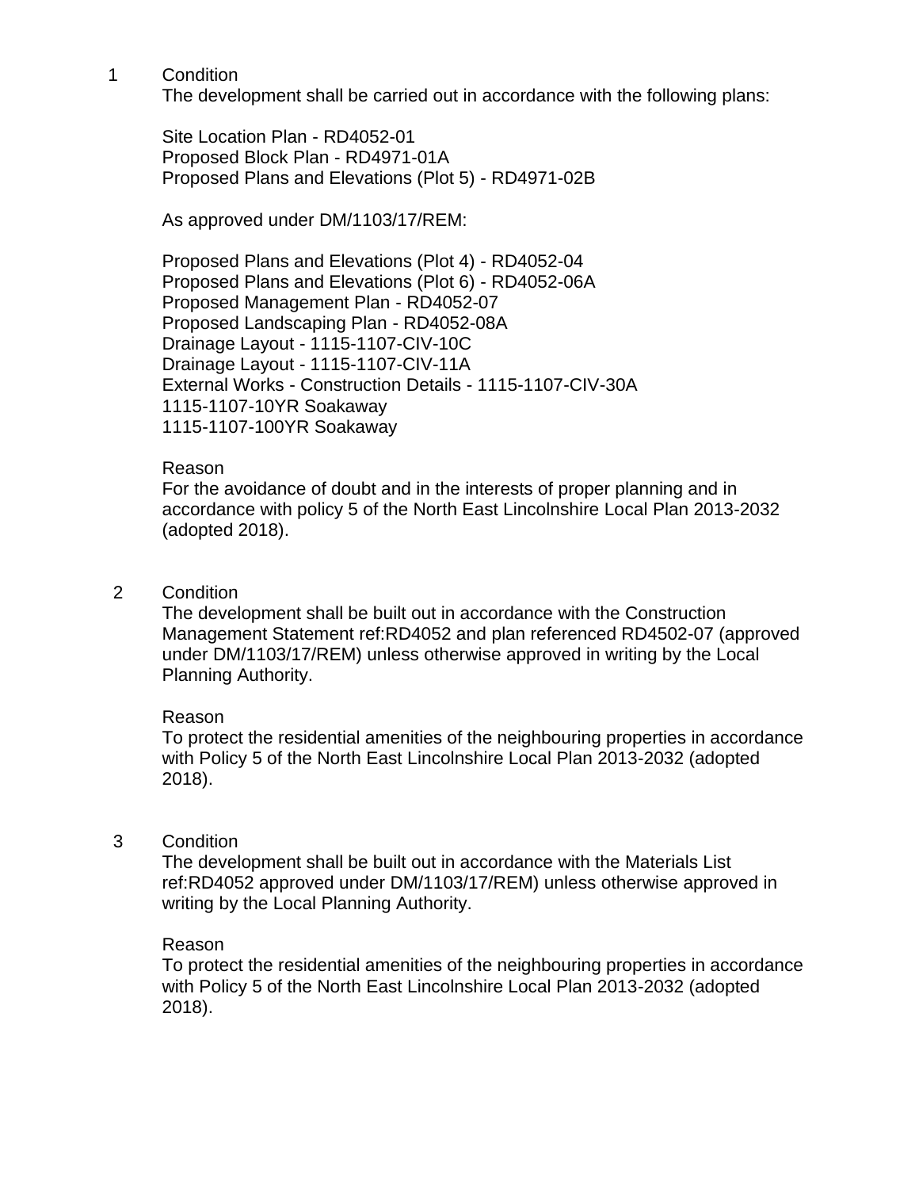1 Condition

The development shall be carried out in accordance with the following plans:

Site Location Plan - RD4052-01
Proposed Block Plan - RD4971-01A
Proposed Plans and Elevations (Plot 5) - RD4971-02B

As approved under DM/1103/17/REM:

Proposed Plans and Elevations (Plot 4) - RD4052-04
Proposed Plans and Elevations (Plot 6) - RD4052-06A
Proposed Management Plan - RD4052-07
Proposed Landscaping Plan - RD4052-08A
Drainage Layout - 1115-1107-CIV-10C
Drainage Layout - 1115-1107-CIV-11A
External Works - Construction Details - 1115-1107-CIV-30A
1115-1107-10YR Soakaway
1115-1107-100YR Soakaway

Reason

For the avoidance of doubt and in the interests of proper planning and in accordance with policy 5 of the North East Lincolnshire Local Plan 2013-2032 (adopted 2018).

2 Condition

The development shall be built out in accordance with the Construction Management Statement ref:RD4052 and plan referenced RD4502-07 (approved under DM/1103/17/REM) unless otherwise approved in writing by the Local Planning Authority.

Reason

To protect the residential amenities of the neighbouring properties in accordance with Policy 5 of the North East Lincolnshire Local Plan 2013-2032 (adopted 2018).

3 Condition

The development shall be built out in accordance with the Materials List ref:RD4052 approved under DM/1103/17/REM) unless otherwise approved in writing by the Local Planning Authority.

Reason

To protect the residential amenities of the neighbouring properties in accordance with Policy 5 of the North East Lincolnshire Local Plan 2013-2032 (adopted 2018).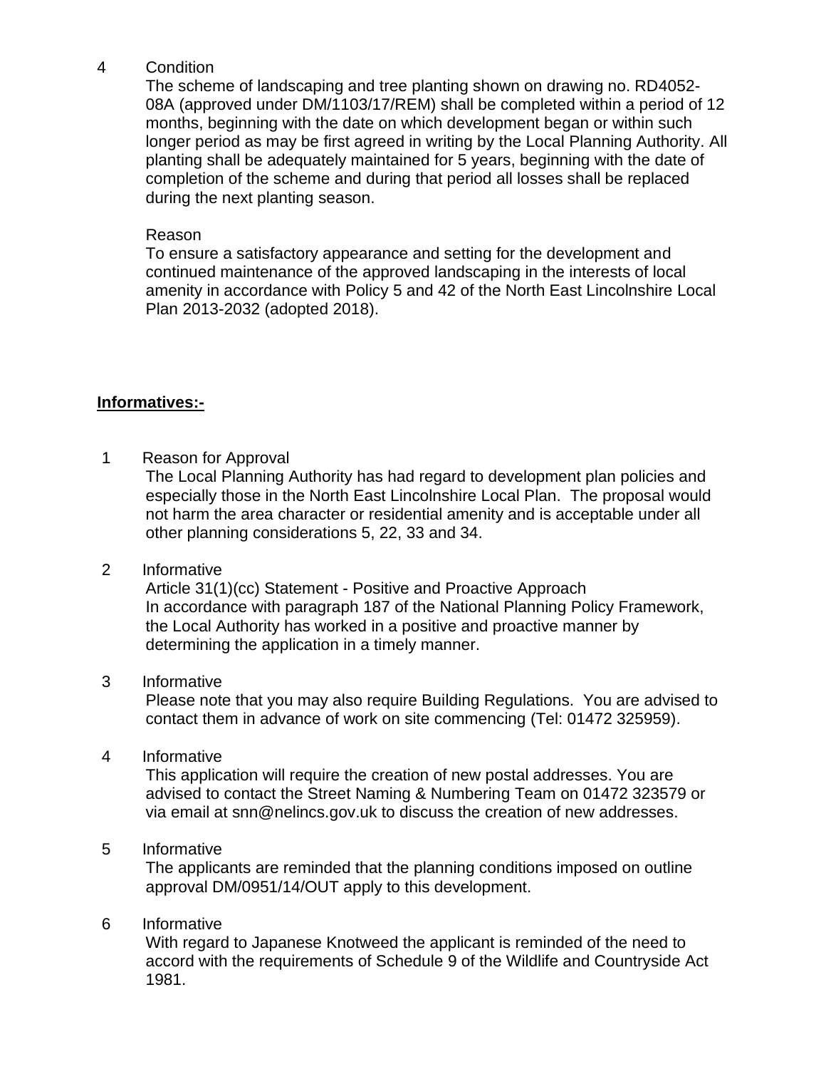4 Condition

The scheme of landscaping and tree planting shown on drawing no. RD4052-08A (approved under DM/1103/17/REM) shall be completed within a period of 12 months, beginning with the date on which development began or within such longer period as may be first agreed in writing by the Local Planning Authority. All planting shall be adequately maintained for 5 years, beginning with the date of completion of the scheme and during that period all losses shall be replaced during the next planting season.

Reason

To ensure a satisfactory appearance and setting for the development and continued maintenance of the approved landscaping in the interests of local amenity in accordance with Policy 5 and 42 of the North East Lincolnshire Local Plan 2013-2032 (adopted 2018).

**<u>Informatives:-</u>**

1 Reason for Approval

The Local Planning Authority has had regard to development plan policies and especially those in the North East Lincolnshire Local Plan. The proposal would not harm the area character or residential amenity and is acceptable under all other planning considerations 5, 22, 33 and 34.

2 Informative

Article 31(1)(cc) Statement - Positive and Proactive Approach
In accordance with paragraph 187 of the National Planning Policy Framework, the Local Authority has worked in a positive and proactive manner by determining the application in a timely manner.

3 Informative

Please note that you may also require Building Regulations. You are advised to contact them in advance of work on site commencing (Tel: 01472 325959).

4 Informative

This application will require the creation of new postal addresses. You are advised to contact the Street Naming & Numbering Team on 01472 323579 or via email at snn@nelincs.gov.uk to discuss the creation of new addresses.

5 Informative

The applicants are reminded that the planning conditions imposed on outline approval DM/0951/14/OUT apply to this development.

6 Informative

With regard to Japanese Knotweed the applicant is reminded of the need to accord with the requirements of Schedule 9 of the Wildlife and Countryside Act 1981.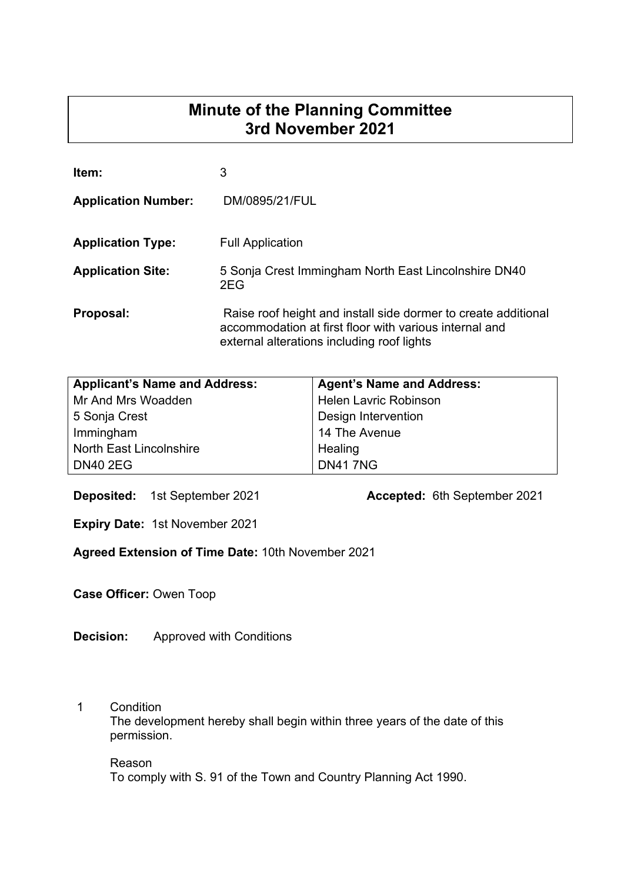# Minute of the Planning Committee
# 3rd November 2021

**Item:** 3

**Application Number:** DM/0895/21/FUL

**Application Type:** Full Application

**Application Site:** 5 Sonja Crest Immingham North East Lincolnshire DN40 2EG

**Proposal:** Raise roof height and install side dormer to create additional accommodation at first floor with various internal and external alterations including roof lights

| Applicant's Name and Address: | Agent's Name and Address: |
|---|---|
| Mr And Mrs Woadden | Helen Lavric Robinson |
| 5 Sonja Crest | Design Intervention |
| Immingham | 14 The Avenue |
| North East Lincolnshire | Healing |
| DN40 2EG | DN41 7NG |

**Deposited:** 1st September 2021 **Accepted:** 6th September 2021

**Expiry Date:** 1st November 2021

**Agreed Extension of Time Date:** 10th November 2021

**Case Officer:** Owen Toop

**Decision:** Approved with Conditions

1 Condition

The development hereby shall begin within three years of the date of this permission.

Reason

To comply with S. 91 of the Town and Country Planning Act 1990.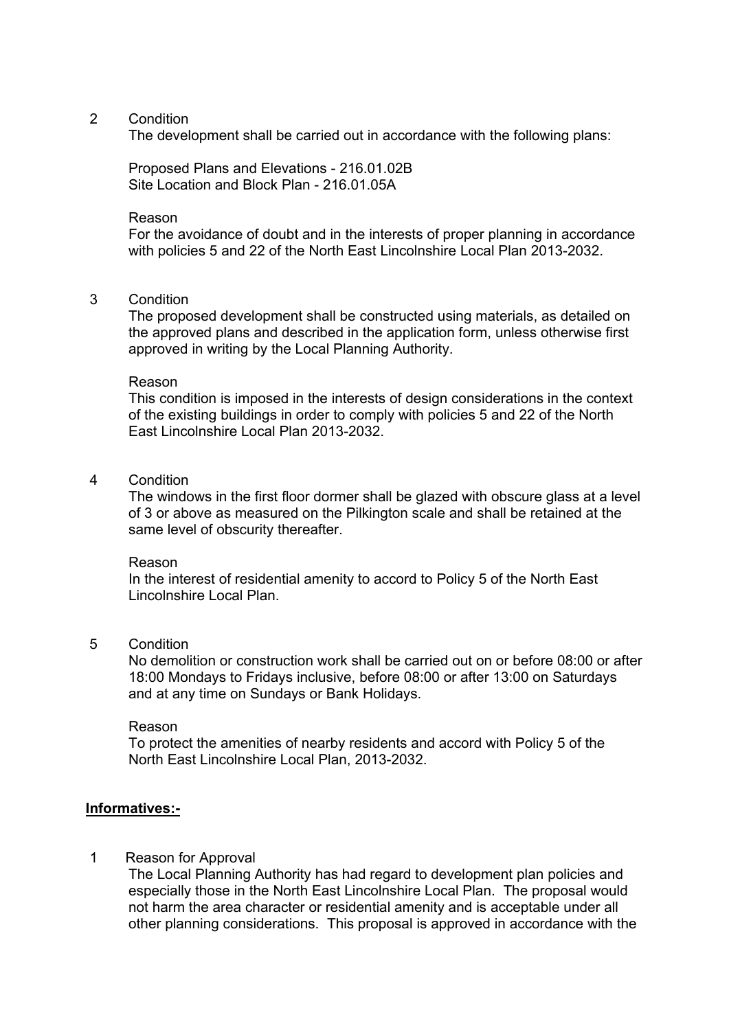2 Condition

The development shall be carried out in accordance with the following plans:

Proposed Plans and Elevations - 216.01.02B
Site Location and Block Plan - 216.01.05A

Reason

For the avoidance of doubt and in the interests of proper planning in accordance with policies 5 and 22 of the North East Lincolnshire Local Plan 2013-2032.

3 Condition

The proposed development shall be constructed using materials, as detailed on the approved plans and described in the application form, unless otherwise first approved in writing by the Local Planning Authority.

Reason

This condition is imposed in the interests of design considerations in the context of the existing buildings in order to comply with policies 5 and 22 of the North East Lincolnshire Local Plan 2013-2032.

4 Condition

The windows in the first floor dormer shall be glazed with obscure glass at a level of 3 or above as measured on the Pilkington scale and shall be retained at the same level of obscurity thereafter.

Reason

In the interest of residential amenity to accord to Policy 5 of the North East Lincolnshire Local Plan.

5 Condition

No demolition or construction work shall be carried out on or before 08:00 or after 18:00 Mondays to Fridays inclusive, before 08:00 or after 13:00 on Saturdays and at any time on Sundays or Bank Holidays.

Reason

To protect the amenities of nearby residents and accord with Policy 5 of the North East Lincolnshire Local Plan, 2013-2032.

**Informatives:-**

1 Reason for Approval

The Local Planning Authority has had regard to development plan policies and especially those in the North East Lincolnshire Local Plan. The proposal would not harm the area character or residential amenity and is acceptable under all other planning considerations. This proposal is approved in accordance with the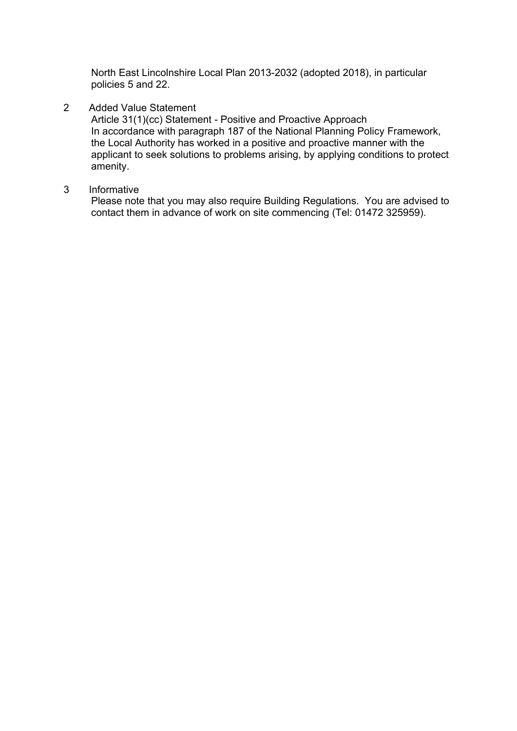North East Lincolnshire Local Plan 2013-2032 (adopted 2018), in particular policies 5 and 22.

2 Added Value Statement

Article 31(1)(cc) Statement - Positive and Proactive Approach
In accordance with paragraph 187 of the National Planning Policy Framework, the Local Authority has worked in a positive and proactive manner with the applicant to seek solutions to problems arising, by applying conditions to protect amenity.

3 Informative

Please note that you may also require Building Regulations. You are advised to contact them in advance of work on site commencing (Tel: 01472 325959).